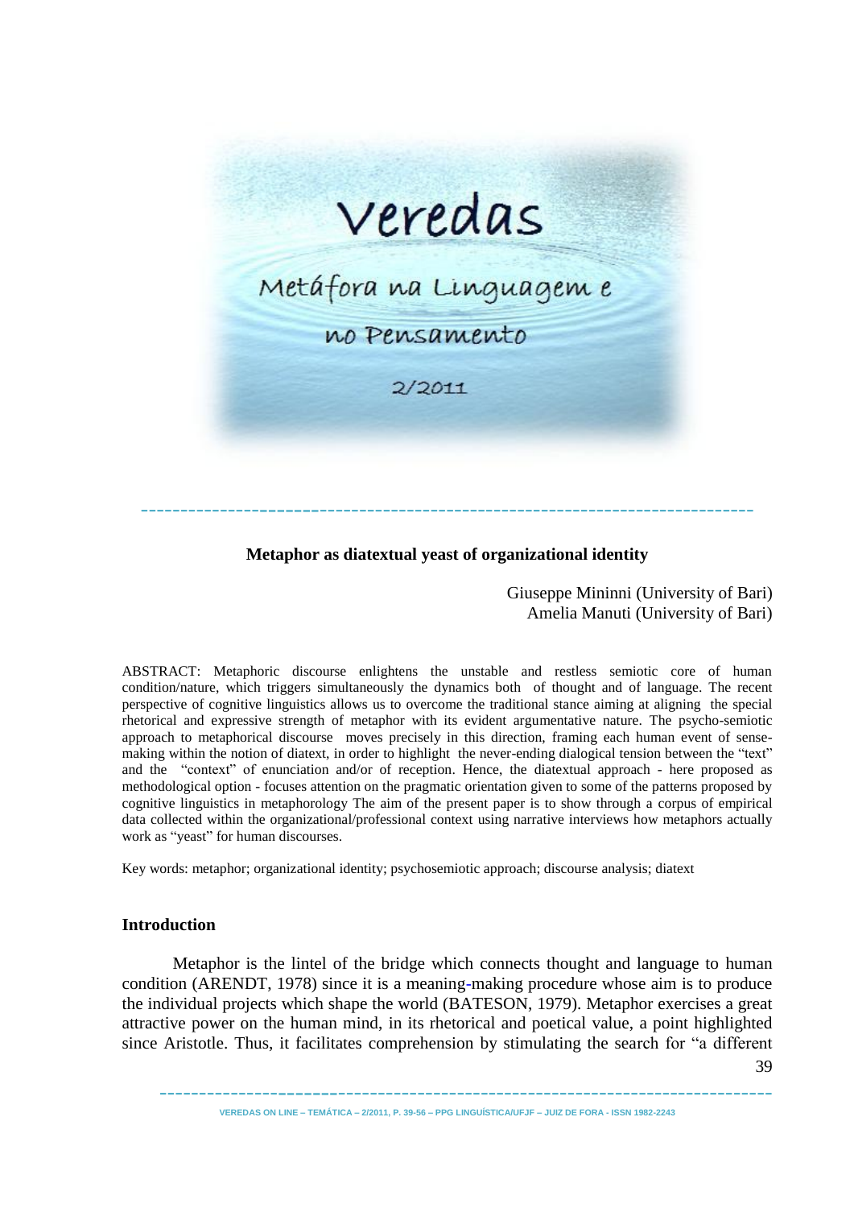# Veredas

## Metáfora na Linguagem e no Pensamento

2/2011

### Metaphor as diatextual yeast of organizational identity

Giuseppe Mininni (University of Bari)
Amelia Manuti (University of Bari)

ABSTRACT: Metaphoric discourse enlightens the unstable and restless semiotic core of human condition/nature, which triggers simultaneously the dynamics both of thought and of language. The recent perspective of cognitive linguistics allows us to overcome the traditional stance aiming at aligning the special rhetorical and expressive strength of metaphor with its evident argumentative nature. The psycho-semiotic approach to metaphorical discourse moves precisely in this direction, framing each human event of sense-making within the notion of diatext, in order to highlight the never-ending dialogical tension between the "text" and the "context" of enunciation and/or of reception. Hence, the diatextual approach - here proposed as methodological option - focuses attention on the pragmatic orientation given to some of the patterns proposed by cognitive linguistics in metaphorology The aim of the present paper is to show through a corpus of empirical data collected within the organizational/professional context using narrative interviews how metaphors actually work as "yeast" for human discourses.

Key words: metaphor; organizational identity; psychosemiotic approach; discourse analysis; diatext

## Introduction

Metaphor is the lintel of the bridge which connects thought and language to human condition (ARENDT, 1978) since it is a meaning-making procedure whose aim is to produce the individual projects which shape the world (BATESON, 1979). Metaphor exercises a great attractive power on the human mind, in its rhetorical and poetical value, a point highlighted since Aristotle. Thus, it facilitates comprehension by stimulating the search for "a different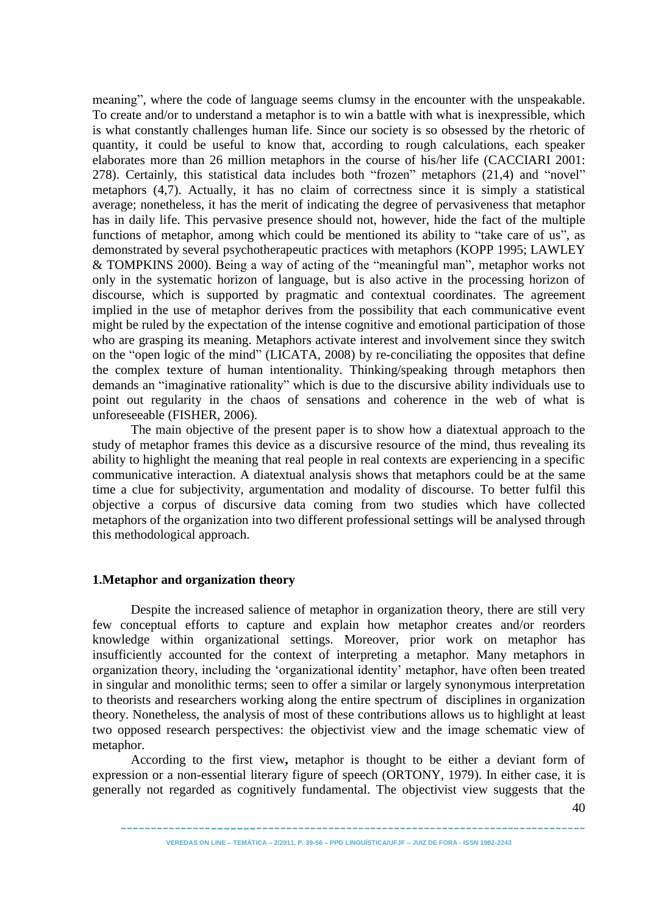meaning", where the code of language seems clumsy in the encounter with the unspeakable. To create and/or to understand a metaphor is to win a battle with what is inexpressible, which is what constantly challenges human life. Since our society is so obsessed by the rhetoric of quantity, it could be useful to know that, according to rough calculations, each speaker elaborates more than 26 million metaphors in the course of his/her life (CACCIARI 2001: 278). Certainly, this statistical data includes both "frozen" metaphors (21,4) and "novel" metaphors (4,7). Actually, it has no claim of correctness since it is simply a statistical average; nonetheless, it has the merit of indicating the degree of pervasiveness that metaphor has in daily life. This pervasive presence should not, however, hide the fact of the multiple functions of metaphor, among which could be mentioned its ability to "take care of us", as demonstrated by several psychotherapeutic practices with metaphors (KOPP 1995; LAWLEY & TOMPKINS 2000). Being a way of acting of the "meaningful man", metaphor works not only in the systematic horizon of language, but is also active in the processing horizon of discourse, which is supported by pragmatic and contextual coordinates. The agreement implied in the use of metaphor derives from the possibility that each communicative event might be ruled by the expectation of the intense cognitive and emotional participation of those who are grasping its meaning. Metaphors activate interest and involvement since they switch on the "open logic of the mind" (LICATA, 2008) by re-conciliating the opposites that define the complex texture of human intentionality. Thinking/speaking through metaphors then demands an "imaginative rationality" which is due to the discursive ability individuals use to point out regularity in the chaos of sensations and coherence in the web of what is unforeseeable (FISHER, 2006).

The main objective of the present paper is to show how a diatextual approach to the study of metaphor frames this device as a discursive resource of the mind, thus revealing its ability to highlight the meaning that real people in real contexts are experiencing in a specific communicative interaction. A diatextual analysis shows that metaphors could be at the same time a clue for subjectivity, argumentation and modality of discourse. To better fulfil this objective a corpus of discursive data coming from two studies which have collected metaphors of the organization into two different professional settings will be analysed through this methodological approach.

## 1.Metaphor and organization theory

Despite the increased salience of metaphor in organization theory, there are still very few conceptual efforts to capture and explain how metaphor creates and/or reorders knowledge within organizational settings. Moreover, prior work on metaphor has insufficiently accounted for the context of interpreting a metaphor. Many metaphors in organization theory, including the 'organizational identity' metaphor, have often been treated in singular and monolithic terms; seen to offer a similar or largely synonymous interpretation to theorists and researchers working along the entire spectrum of disciplines in organization theory. Nonetheless, the analysis of most of these contributions allows us to highlight at least two opposed research perspectives: the objectivist view and the image schematic view of metaphor.

According to the first view**,** metaphor is thought to be either a deviant form of expression or a non-essential literary figure of speech (ORTONY, 1979). In either case, it is generally not regarded as cognitively fundamental. The objectivist view suggests that the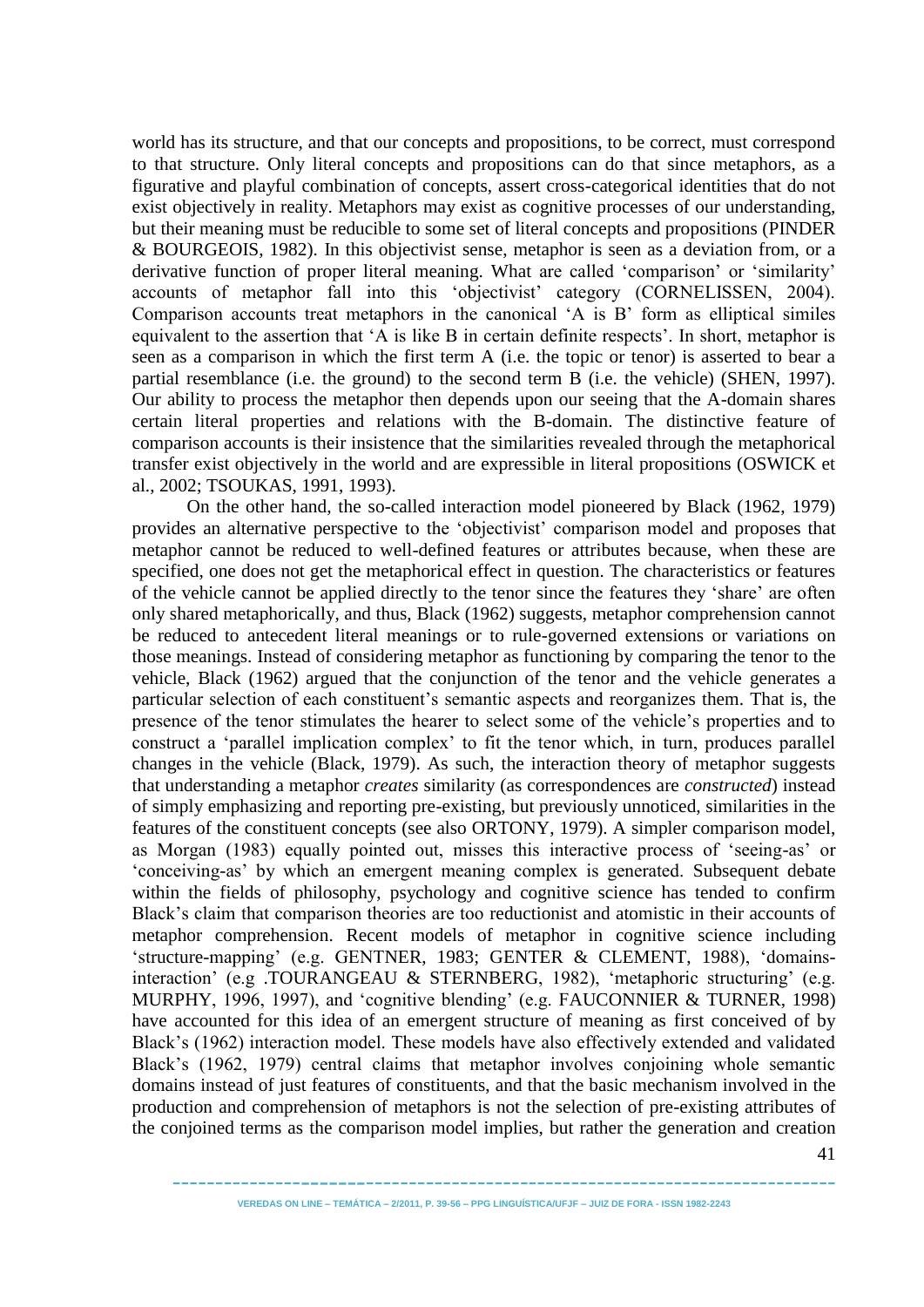world has its structure, and that our concepts and propositions, to be correct, must correspond to that structure. Only literal concepts and propositions can do that since metaphors, as a figurative and playful combination of concepts, assert cross-categorical identities that do not exist objectively in reality. Metaphors may exist as cognitive processes of our understanding, but their meaning must be reducible to some set of literal concepts and propositions (PINDER & BOURGEOIS, 1982). In this objectivist sense, metaphor is seen as a deviation from, or a derivative function of proper literal meaning. What are called 'comparison' or 'similarity' accounts of metaphor fall into this 'objectivist' category (CORNELISSEN, 2004). Comparison accounts treat metaphors in the canonical 'A is B' form as elliptical similes equivalent to the assertion that 'A is like B in certain definite respects'. In short, metaphor is seen as a comparison in which the first term A (i.e. the topic or tenor) is asserted to bear a partial resemblance (i.e. the ground) to the second term B (i.e. the vehicle) (SHEN, 1997). Our ability to process the metaphor then depends upon our seeing that the A-domain shares certain literal properties and relations with the B-domain. The distinctive feature of comparison accounts is their insistence that the similarities revealed through the metaphorical transfer exist objectively in the world and are expressible in literal propositions (OSWICK et al., 2002; TSOUKAS, 1991, 1993).

On the other hand, the so-called interaction model pioneered by Black (1962, 1979) provides an alternative perspective to the 'objectivist' comparison model and proposes that metaphor cannot be reduced to well-defined features or attributes because, when these are specified, one does not get the metaphorical effect in question. The characteristics or features of the vehicle cannot be applied directly to the tenor since the features they 'share' are often only shared metaphorically, and thus, Black (1962) suggests, metaphor comprehension cannot be reduced to antecedent literal meanings or to rule-governed extensions or variations on those meanings. Instead of considering metaphor as functioning by comparing the tenor to the vehicle, Black (1962) argued that the conjunction of the tenor and the vehicle generates a particular selection of each constituent's semantic aspects and reorganizes them. That is, the presence of the tenor stimulates the hearer to select some of the vehicle's properties and to construct a 'parallel implication complex' to fit the tenor which, in turn, produces parallel changes in the vehicle (Black, 1979). As such, the interaction theory of metaphor suggests that understanding a metaphor *creates* similarity (as correspondences are *constructed*) instead of simply emphasizing and reporting pre-existing, but previously unnoticed, similarities in the features of the constituent concepts (see also ORTONY, 1979). A simpler comparison model, as Morgan (1983) equally pointed out, misses this interactive process of 'seeing-as' or 'conceiving-as' by which an emergent meaning complex is generated. Subsequent debate within the fields of philosophy, psychology and cognitive science has tended to confirm Black's claim that comparison theories are too reductionist and atomistic in their accounts of metaphor comprehension. Recent models of metaphor in cognitive science including 'structure-mapping' (e.g. GENTNER, 1983; GENTER & CLEMENT, 1988), 'domains-interaction' (e.g .TOURANGEAU & STERNBERG, 1982), 'metaphoric structuring' (e.g. MURPHY, 1996, 1997), and 'cognitive blending' (e.g. FAUCONNIER & TURNER, 1998) have accounted for this idea of an emergent structure of meaning as first conceived of by Black's (1962) interaction model. These models have also effectively extended and validated Black's (1962, 1979) central claims that metaphor involves conjoining whole semantic domains instead of just features of constituents, and that the basic mechanism involved in the production and comprehension of metaphors is not the selection of pre-existing attributes of the conjoined terms as the comparison model implies, but rather the generation and creation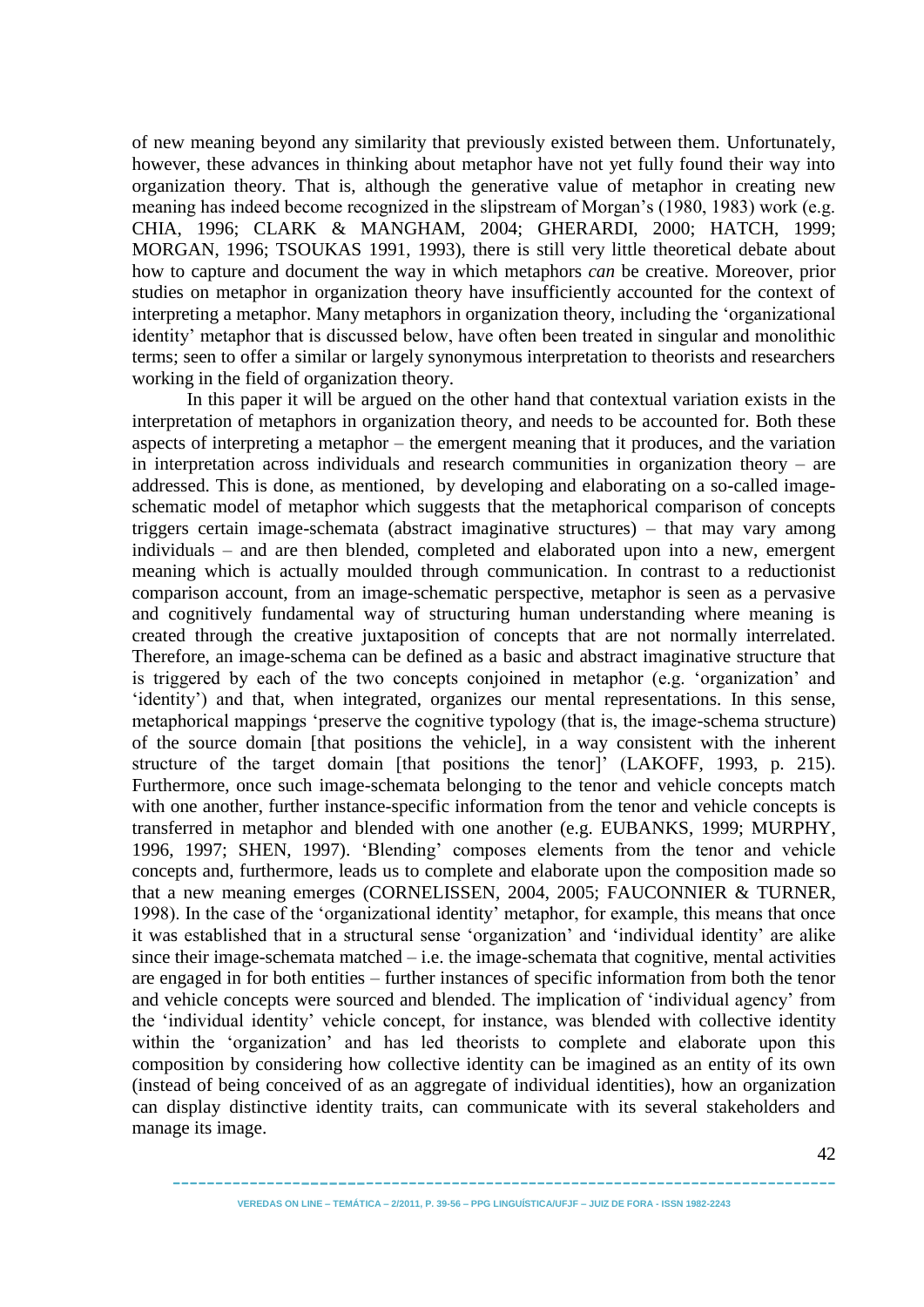of new meaning beyond any similarity that previously existed between them. Unfortunately, however, these advances in thinking about metaphor have not yet fully found their way into organization theory. That is, although the generative value of metaphor in creating new meaning has indeed become recognized in the slipstream of Morgan's (1980, 1983) work (e.g. CHIA, 1996; CLARK & MANGHAM, 2004; GHERARDI, 2000; HATCH, 1999; MORGAN, 1996; TSOUKAS 1991, 1993), there is still very little theoretical debate about how to capture and document the way in which metaphors *can* be creative. Moreover, prior studies on metaphor in organization theory have insufficiently accounted for the context of interpreting a metaphor. Many metaphors in organization theory, including the 'organizational identity' metaphor that is discussed below, have often been treated in singular and monolithic terms; seen to offer a similar or largely synonymous interpretation to theorists and researchers working in the field of organization theory.

In this paper it will be argued on the other hand that contextual variation exists in the interpretation of metaphors in organization theory, and needs to be accounted for. Both these aspects of interpreting a metaphor – the emergent meaning that it produces, and the variation in interpretation across individuals and research communities in organization theory – are addressed. This is done, as mentioned, by developing and elaborating on a so-called image-schematic model of metaphor which suggests that the metaphorical comparison of concepts triggers certain image-schemata (abstract imaginative structures) – that may vary among individuals – and are then blended, completed and elaborated upon into a new, emergent meaning which is actually moulded through communication. In contrast to a reductionist comparison account, from an image-schematic perspective, metaphor is seen as a pervasive and cognitively fundamental way of structuring human understanding where meaning is created through the creative juxtaposition of concepts that are not normally interrelated. Therefore, an image-schema can be defined as a basic and abstract imaginative structure that is triggered by each of the two concepts conjoined in metaphor (e.g. 'organization' and 'identity') and that, when integrated, organizes our mental representations. In this sense, metaphorical mappings 'preserve the cognitive typology (that is, the image-schema structure) of the source domain [that positions the vehicle], in a way consistent with the inherent structure of the target domain [that positions the tenor]' (LAKOFF, 1993, p. 215). Furthermore, once such image-schemata belonging to the tenor and vehicle concepts match with one another, further instance-specific information from the tenor and vehicle concepts is transferred in metaphor and blended with one another (e.g. EUBANKS, 1999; MURPHY, 1996, 1997; SHEN, 1997). 'Blending' composes elements from the tenor and vehicle concepts and, furthermore, leads us to complete and elaborate upon the composition made so that a new meaning emerges (CORNELISSEN, 2004, 2005; FAUCONNIER & TURNER, 1998). In the case of the 'organizational identity' metaphor, for example, this means that once it was established that in a structural sense 'organization' and 'individual identity' are alike since their image-schemata matched – i.e. the image-schemata that cognitive, mental activities are engaged in for both entities – further instances of specific information from both the tenor and vehicle concepts were sourced and blended. The implication of 'individual agency' from the 'individual identity' vehicle concept, for instance, was blended with collective identity within the 'organization' and has led theorists to complete and elaborate upon this composition by considering how collective identity can be imagined as an entity of its own (instead of being conceived of as an aggregate of individual identities), how an organization can display distinctive identity traits, can communicate with its several stakeholders and manage its image.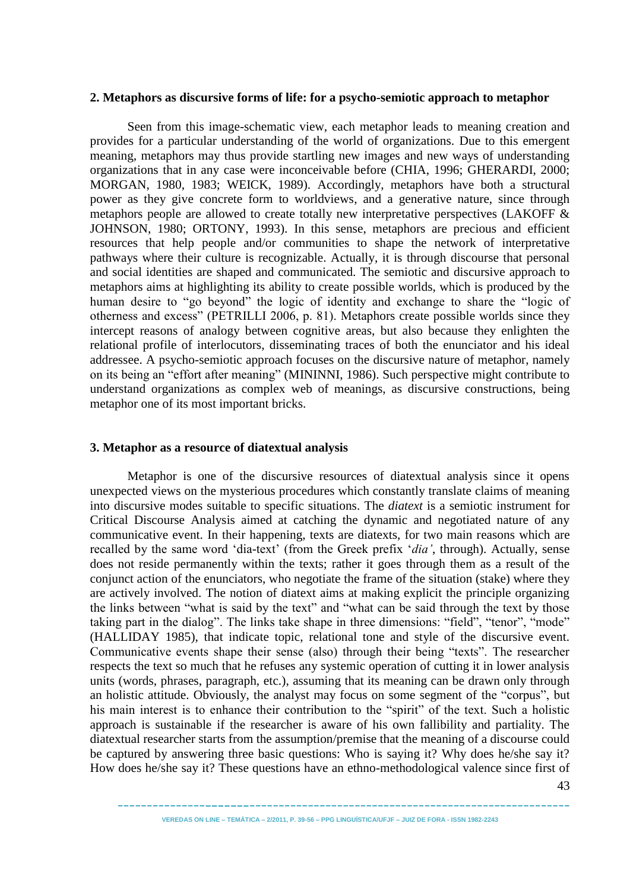## 2. Metaphors as discursive forms of life: for a psycho-semiotic approach to metaphor

Seen from this image-schematic view, each metaphor leads to meaning creation and provides for a particular understanding of the world of organizations. Due to this emergent meaning, metaphors may thus provide startling new images and new ways of understanding organizations that in any case were inconceivable before (CHIA, 1996; GHERARDI, 2000; MORGAN, 1980, 1983; WEICK, 1989). Accordingly, metaphors have both a structural power as they give concrete form to worldviews, and a generative nature, since through metaphors people are allowed to create totally new interpretative perspectives (LAKOFF & JOHNSON, 1980; ORTONY, 1993). In this sense, metaphors are precious and efficient resources that help people and/or communities to shape the network of interpretative pathways where their culture is recognizable. Actually, it is through discourse that personal and social identities are shaped and communicated. The semiotic and discursive approach to metaphors aims at highlighting its ability to create possible worlds, which is produced by the human desire to "go beyond" the logic of identity and exchange to share the "logic of otherness and excess" (PETRILLI 2006, p. 81). Metaphors create possible worlds since they intercept reasons of analogy between cognitive areas, but also because they enlighten the relational profile of interlocutors, disseminating traces of both the enunciator and his ideal addressee. A psycho-semiotic approach focuses on the discursive nature of metaphor, namely on its being an "effort after meaning" (MININNI, 1986). Such perspective might contribute to understand organizations as complex web of meanings, as discursive constructions, being metaphor one of its most important bricks.

## 3. Metaphor as a resource of diatextual analysis

Metaphor is one of the discursive resources of diatextual analysis since it opens unexpected views on the mysterious procedures which constantly translate claims of meaning into discursive modes suitable to specific situations. The *diatext* is a semiotic instrument for Critical Discourse Analysis aimed at catching the dynamic and negotiated nature of any communicative event. In their happening, texts are diatexts, for two main reasons which are recalled by the same word 'dia-text' (from the Greek prefix '*dia'*, through). Actually, sense does not reside permanently within the texts; rather it goes through them as a result of the conjunct action of the enunciators, who negotiate the frame of the situation (stake) where they are actively involved. The notion of diatext aims at making explicit the principle organizing the links between "what is said by the text" and "what can be said through the text by those taking part in the dialog". The links take shape in three dimensions: "field", "tenor", "mode" (HALLIDAY 1985), that indicate topic, relational tone and style of the discursive event. Communicative events shape their sense (also) through their being "texts". The researcher respects the text so much that he refuses any systemic operation of cutting it in lower analysis units (words, phrases, paragraph, etc.), assuming that its meaning can be drawn only through an holistic attitude. Obviously, the analyst may focus on some segment of the "corpus", but his main interest is to enhance their contribution to the "spirit" of the text. Such a holistic approach is sustainable if the researcher is aware of his own fallibility and partiality. The diatextual researcher starts from the assumption/premise that the meaning of a discourse could be captured by answering three basic questions: Who is saying it? Why does he/she say it? How does he/she say it? These questions have an ethno-methodological valence since first of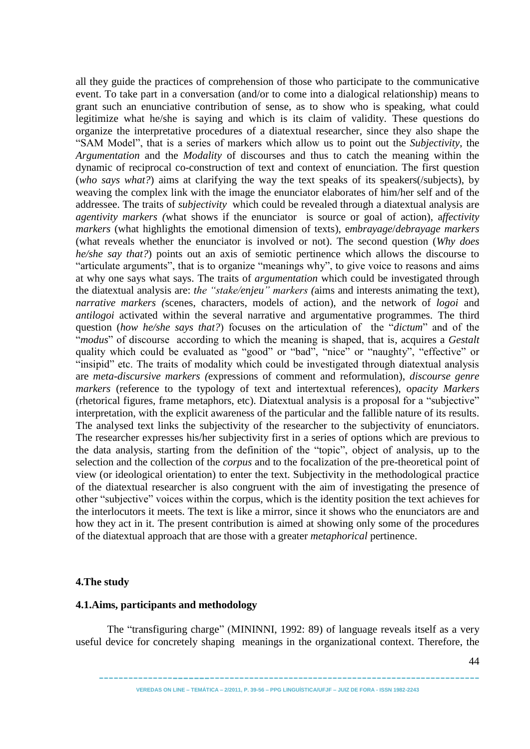all they guide the practices of comprehension of those who participate to the communicative event. To take part in a conversation (and/or to come into a dialogical relationship) means to grant such an enunciative contribution of sense, as to show who is speaking, what could legitimize what he/she is saying and which is its claim of validity. These questions do organize the interpretative procedures of a diatextual researcher, since they also shape the "SAM Model", that is a series of markers which allow us to point out the *Subjectivity*, the *Argumentation* and the *Modality* of discourses and thus to catch the meaning within the dynamic of reciprocal co-construction of text and context of enunciation. The first question (*who says what?*) aims at clarifying the way the text speaks of its speakers(/subjects), by weaving the complex link with the image the enunciator elaborates of him/her self and of the addressee. The traits of *subjectivity* which could be revealed through a diatextual analysis are *agentivity markers (*what shows if the enunciator is source or goal of action), a*ffectivity markers* (what highlights the emotional dimension of texts), e*mbrayage*/*debrayage markers* (what reveals whether the enunciator is involved or not). The second question (*Why does he/she say that?*) points out an axis of semiotic pertinence which allows the discourse to "articulate arguments", that is to organize "meanings why", to give voice to reasons and aims at why one says what says. The traits of *argumentation* which could be investigated through the diatextual analysis are: *the "stake/enjeu" markers (*aims and interests animating the text), *narrative markers (*scenes, characters, models of action), and the network of *logoi* and *antilogoi* activated within the several narrative and argumentative programmes. The third question (*how he/she says that?*) focuses on the articulation of the "*dictum*" and of the "*modus*" of discourse according to which the meaning is shaped, that is, acquires a *Gestalt* quality which could be evaluated as "good" or "bad", "nice" or "naughty", "effective" or "insipid" etc. The traits of modality which could be investigated through diatextual analysis are *meta-discursive markers (*expressions of comment and reformulation), *discourse genre markers* (reference to the typology of text and intertextual references), o*pacity Markers* (rhetorical figures, frame metaphors, etc). Diatextual analysis is a proposal for a "subjective" interpretation, with the explicit awareness of the particular and the fallible nature of its results. The analysed text links the subjectivity of the researcher to the subjectivity of enunciators. The researcher expresses his/her subjectivity first in a series of options which are previous to the data analysis, starting from the definition of the "topic", object of analysis, up to the selection and the collection of the *corpus* and to the focalization of the pre-theoretical point of view (or ideological orientation) to enter the text. Subjectivity in the methodological practice of the diatextual researcher is also congruent with the aim of investigating the presence of other "subjective" voices within the corpus, which is the identity position the text achieves for the interlocutors it meets. The text is like a mirror, since it shows who the enunciators are and how they act in it. The present contribution is aimed at showing only some of the procedures of the diatextual approach that are those with a greater *metaphorical* pertinence.

## 4.The study

### 4.1.Aims, participants and methodology

The "transfiguring charge" (MININNI, 1992: 89) of language reveals itself as a very useful device for concretely shaping meanings in the organizational context. Therefore, the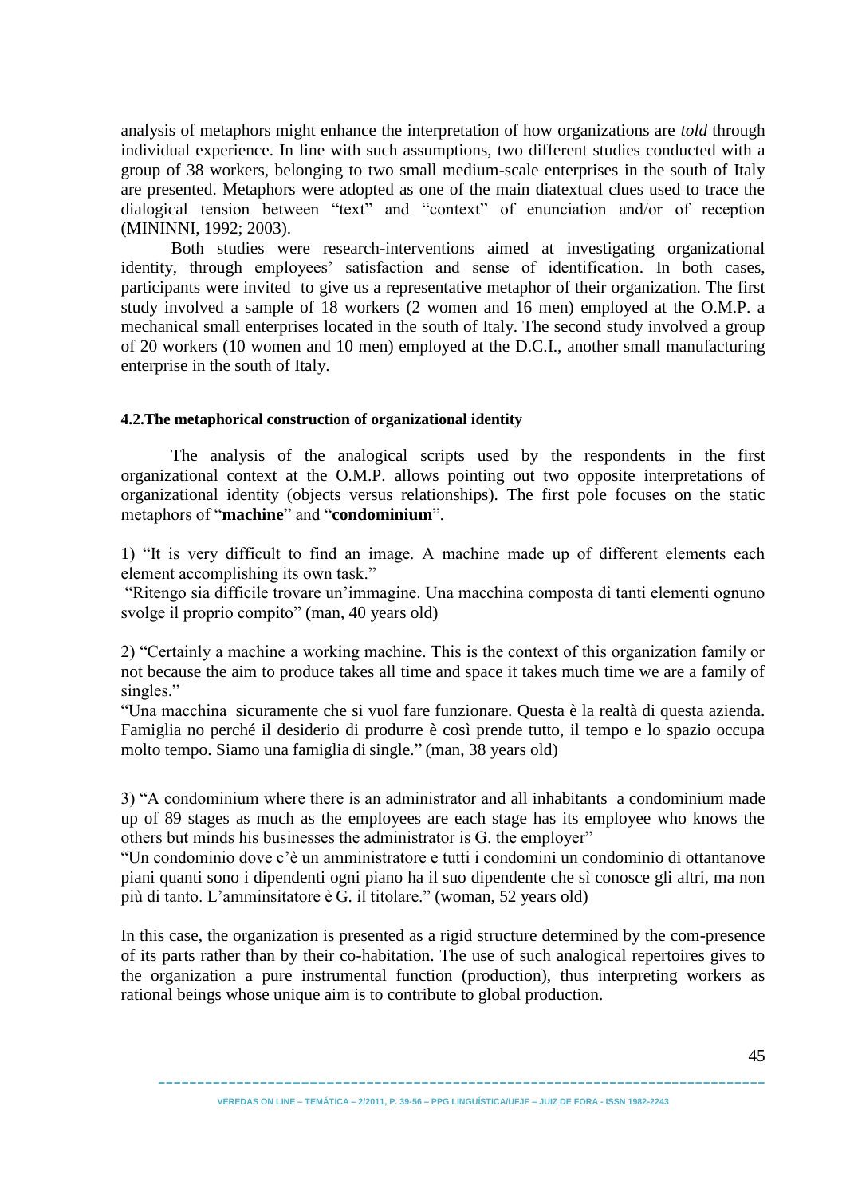analysis of metaphors might enhance the interpretation of how organizations are *told* through individual experience. In line with such assumptions, two different studies conducted with a group of 38 workers, belonging to two small medium-scale enterprises in the south of Italy are presented. Metaphors were adopted as one of the main diatextual clues used to trace the dialogical tension between "text" and "context" of enunciation and/or of reception (MININNI, 1992; 2003).

Both studies were research-interventions aimed at investigating organizational identity, through employees' satisfaction and sense of identification. In both cases, participants were invited to give us a representative metaphor of their organization. The first study involved a sample of 18 workers (2 women and 16 men) employed at the O.M.P. a mechanical small enterprises located in the south of Italy. The second study involved a group of 20 workers (10 women and 10 men) employed at the D.C.I., another small manufacturing enterprise in the south of Italy.

#### 4.2.The metaphorical construction of organizational identity

The analysis of the analogical scripts used by the respondents in the first organizational context at the O.M.P. allows pointing out two opposite interpretations of organizational identity (objects versus relationships). The first pole focuses on the static metaphors of "**machine**" and "**condominium**".

1) "It is very difficult to find an image. A machine made up of different elements each element accomplishing its own task."
"Ritengo sia difficile trovare un'immagine. Una macchina composta di tanti elementi ognuno svolge il proprio compito" (man, 40 years old)

2) "Certainly a machine a working machine. This is the context of this organization family or not because the aim to produce takes all time and space it takes much time we are a family of singles."
"Una macchina sicuramente che si vuol fare funzionare. Questa è la realtà di questa azienda. Famiglia no perché il desiderio di produrre è così prende tutto, il tempo e lo spazio occupa molto tempo. Siamo una famiglia di single." (man, 38 years old)

3) "A condominium where there is an administrator and all inhabitants a condominium made up of 89 stages as much as the employees are each stage has its employee who knows the others but minds his businesses the administrator is G. the employer"
"Un condominio dove c'è un amministratore e tutti i condomini un condominio di ottantanove piani quanti sono i dipendenti ogni piano ha il suo dipendente che sì conosce gli altri, ma non più di tanto. L'amminsitatore è G. il titolare." (woman, 52 years old)

In this case, the organization is presented as a rigid structure determined by the com-presence of its parts rather than by their co-habitation. The use of such analogical repertoires gives to the organization a pure instrumental function (production), thus interpreting workers as rational beings whose unique aim is to contribute to global production.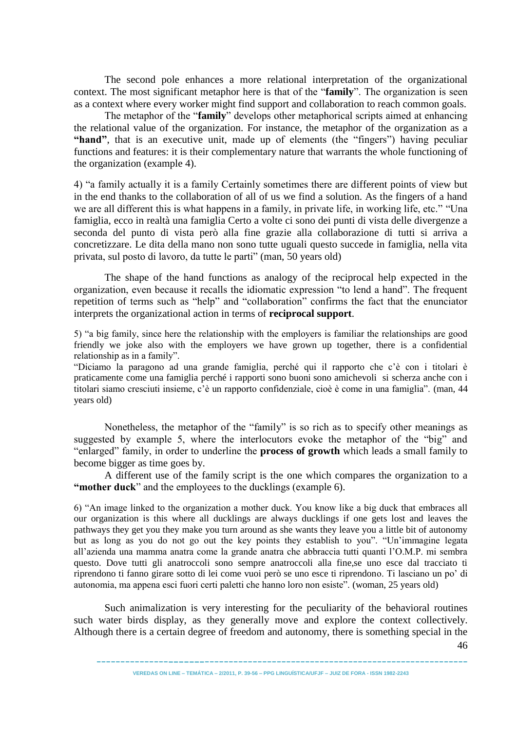The second pole enhances a more relational interpretation of the organizational context. The most significant metaphor here is that of the "**family**". The organization is seen as a context where every worker might find support and collaboration to reach common goals.

The metaphor of the "**family**" develops other metaphorical scripts aimed at enhancing the relational value of the organization. For instance, the metaphor of the organization as a **"hand"**, that is an executive unit, made up of elements (the "fingers") having peculiar functions and features: it is their complementary nature that warrants the whole functioning of the organization (example 4).

4) "a family actually it is a family Certainly sometimes there are different points of view but in the end thanks to the collaboration of all of us we find a solution. As the fingers of a hand we are all different this is what happens in a family, in private life, in working life, etc." "Una famiglia, ecco in realtà una famiglia Certo a volte ci sono dei punti di vista delle divergenze a seconda del punto di vista però alla fine grazie alla collaborazione di tutti si arriva a concretizzare. Le dita della mano non sono tutte uguali questo succede in famiglia, nella vita privata, sul posto di lavoro, da tutte le parti" (man, 50 years old)

The shape of the hand functions as analogy of the reciprocal help expected in the organization, even because it recalls the idiomatic expression "to lend a hand". The frequent repetition of terms such as "help" and "collaboration" confirms the fact that the enunciator interprets the organizational action in terms of **reciprocal support**.

5) "a big family, since here the relationship with the employers is familiar the relationships are good friendly we joke also with the employers we have grown up together, there is a confidential relationship as in a family".
"Diciamo la paragono ad una grande famiglia, perché qui il rapporto che c'è con i titolari è praticamente come una famiglia perché i rapporti sono buoni sono amichevoli si scherza anche con i titolari siamo cresciuti insieme, c'è un rapporto confidenziale, cioè è come in una famiglia". (man, 44 years old)

Nonetheless, the metaphor of the "family" is so rich as to specify other meanings as suggested by example 5, where the interlocutors evoke the metaphor of the "big" and "enlarged" family, in order to underline the **process of growth** which leads a small family to become bigger as time goes by.

A different use of the family script is the one which compares the organization to a **"mother duck**" and the employees to the ducklings (example 6).

6) "An image linked to the organization a mother duck. You know like a big duck that embraces all our organization is this where all ducklings are always ducklings if one gets lost and leaves the pathways they get you they make you turn around as she wants they leave you a little bit of autonomy but as long as you do not go out the key points they establish to you". "Un'immagine legata all'azienda una mamma anatra come la grande anatra che abbraccia tutti quanti l'O.M.P. mi sembra questo. Dove tutti gli anatroccoli sono sempre anatroccoli alla fine,se uno esce dal tracciato ti riprendono ti fanno girare sotto di lei come vuoi però se uno esce ti riprendono. Ti lasciano un po' di autonomia, ma appena esci fuori certi paletti che hanno loro non esiste". (woman, 25 years old)

Such animalization is very interesting for the peculiarity of the behavioral routines such water birds display, as they generally move and explore the context collectively. Although there is a certain degree of freedom and autonomy, there is something special in the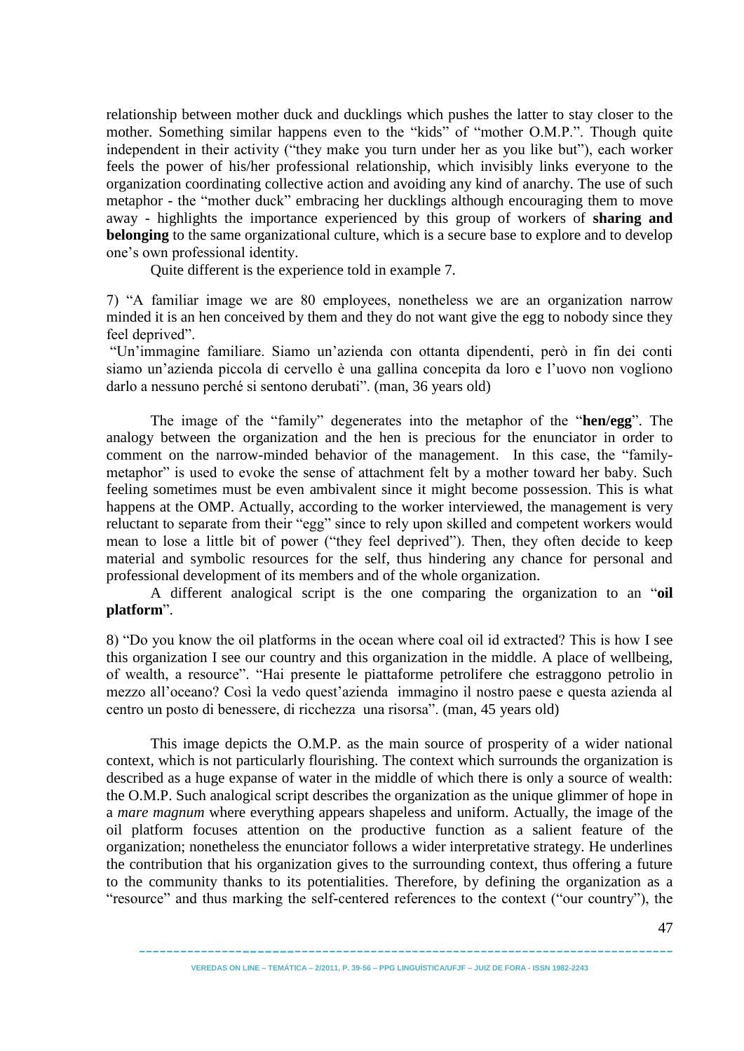relationship between mother duck and ducklings which pushes the latter to stay closer to the mother. Something similar happens even to the "kids" of "mother O.M.P.". Though quite independent in their activity ("they make you turn under her as you like but"), each worker feels the power of his/her professional relationship, which invisibly links everyone to the organization coordinating collective action and avoiding any kind of anarchy. The use of such metaphor - the "mother duck" embracing her ducklings although encouraging them to move away - highlights the importance experienced by this group of workers of **sharing and belonging** to the same organizational culture, which is a secure base to explore and to develop one's own professional identity.

Quite different is the experience told in example 7.

7) "A familiar image we are 80 employees, nonetheless we are an organization narrow minded it is an hen conceived by them and they do not want give the egg to nobody since they feel deprived".
"Un'immagine familiare. Siamo un'azienda con ottanta dipendenti, però in fin dei conti siamo un'azienda piccola di cervello è una gallina concepita da loro e l'uovo non vogliono darlo a nessuno perché si sentono derubati". (man, 36 years old)

The image of the "family" degenerates into the metaphor of the "**hen/egg**". The analogy between the organization and the hen is precious for the enunciator in order to comment on the narrow-minded behavior of the management. In this case, the "family-metaphor" is used to evoke the sense of attachment felt by a mother toward her baby. Such feeling sometimes must be even ambivalent since it might become possession. This is what happens at the OMP. Actually, according to the worker interviewed, the management is very reluctant to separate from their "egg" since to rely upon skilled and competent workers would mean to lose a little bit of power ("they feel deprived"). Then, they often decide to keep material and symbolic resources for the self, thus hindering any chance for personal and professional development of its members and of the whole organization.

A different analogical script is the one comparing the organization to an "**oil platform**".

8) "Do you know the oil platforms in the ocean where coal oil id extracted? This is how I see this organization I see our country and this organization in the middle. A place of wellbeing, of wealth, a resource". "Hai presente le piattaforme petrolifere che estraggono petrolio in mezzo all'oceano? Così la vedo quest'azienda immagino il nostro paese e questa azienda al centro un posto di benessere, di ricchezza una risorsa". (man, 45 years old)

This image depicts the O.M.P. as the main source of prosperity of a wider national context, which is not particularly flourishing. The context which surrounds the organization is described as a huge expanse of water in the middle of which there is only a source of wealth: the O.M.P. Such analogical script describes the organization as the unique glimmer of hope in a *mare magnum* where everything appears shapeless and uniform. Actually, the image of the oil platform focuses attention on the productive function as a salient feature of the organization; nonetheless the enunciator follows a wider interpretative strategy. He underlines the contribution that his organization gives to the surrounding context, thus offering a future to the community thanks to its potentialities. Therefore, by defining the organization as a "resource" and thus marking the self-centered references to the context ("our country"), the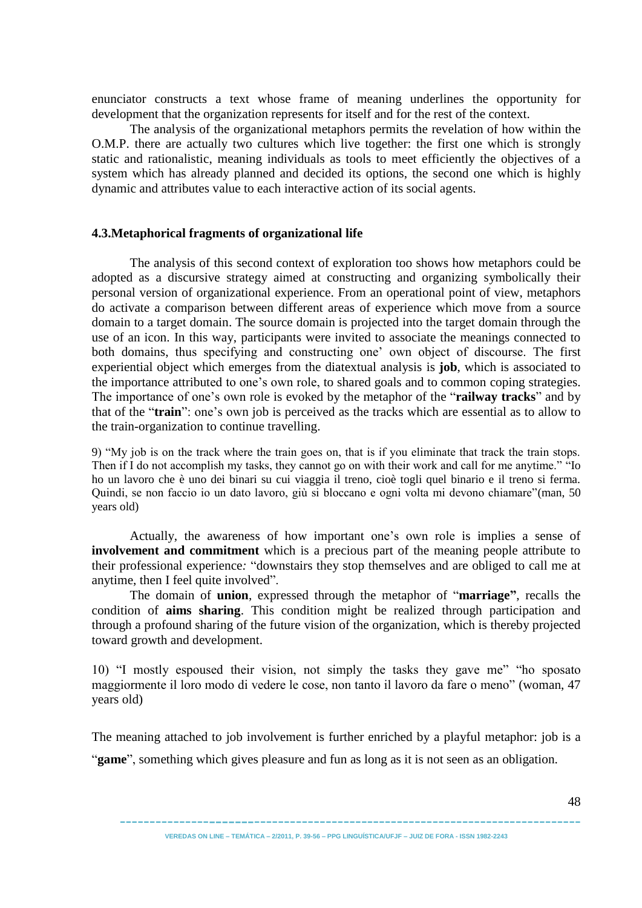enunciator constructs a text whose frame of meaning underlines the opportunity for development that the organization represents for itself and for the rest of the context.

The analysis of the organizational metaphors permits the revelation of how within the O.M.P. there are actually two cultures which live together: the first one which is strongly static and rationalistic, meaning individuals as tools to meet efficiently the objectives of a system which has already planned and decided its options, the second one which is highly dynamic and attributes value to each interactive action of its social agents.

### 4.3.Metaphorical fragments of organizational life

The analysis of this second context of exploration too shows how metaphors could be adopted as a discursive strategy aimed at constructing and organizing symbolically their personal version of organizational experience. From an operational point of view, metaphors do activate a comparison between different areas of experience which move from a source domain to a target domain. The source domain is projected into the target domain through the use of an icon. In this way, participants were invited to associate the meanings connected to both domains, thus specifying and constructing one' own object of discourse. The first experiential object which emerges from the diatextual analysis is **job**, which is associated to the importance attributed to one's own role, to shared goals and to common coping strategies. The importance of one's own role is evoked by the metaphor of the "**railway tracks**" and by that of the "**train**": one's own job is perceived as the tracks which are essential as to allow to the train-organization to continue travelling.

9) "My job is on the track where the train goes on, that is if you eliminate that track the train stops. Then if I do not accomplish my tasks, they cannot go on with their work and call for me anytime." "Io ho un lavoro che è uno dei binari su cui viaggia il treno, cioè togli quel binario e il treno si ferma. Quindi, se non faccio io un dato lavoro, giù si bloccano e ogni volta mi devono chiamare"(man, 50 years old)

Actually, the awareness of how important one's own role is implies a sense of **involvement and commitment** which is a precious part of the meaning people attribute to their professional experience*:* "downstairs they stop themselves and are obliged to call me at anytime, then I feel quite involved".

The domain of **union**, expressed through the metaphor of "**marriage"**, recalls the condition of **aims sharing**. This condition might be realized through participation and through a profound sharing of the future vision of the organization, which is thereby projected toward growth and development.

10) "I mostly espoused their vision, not simply the tasks they gave me" "ho sposato maggiormente il loro modo di vedere le cose, non tanto il lavoro da fare o meno" (woman, 47 years old)

The meaning attached to job involvement is further enriched by a playful metaphor: job is a "**game**", something which gives pleasure and fun as long as it is not seen as an obligation.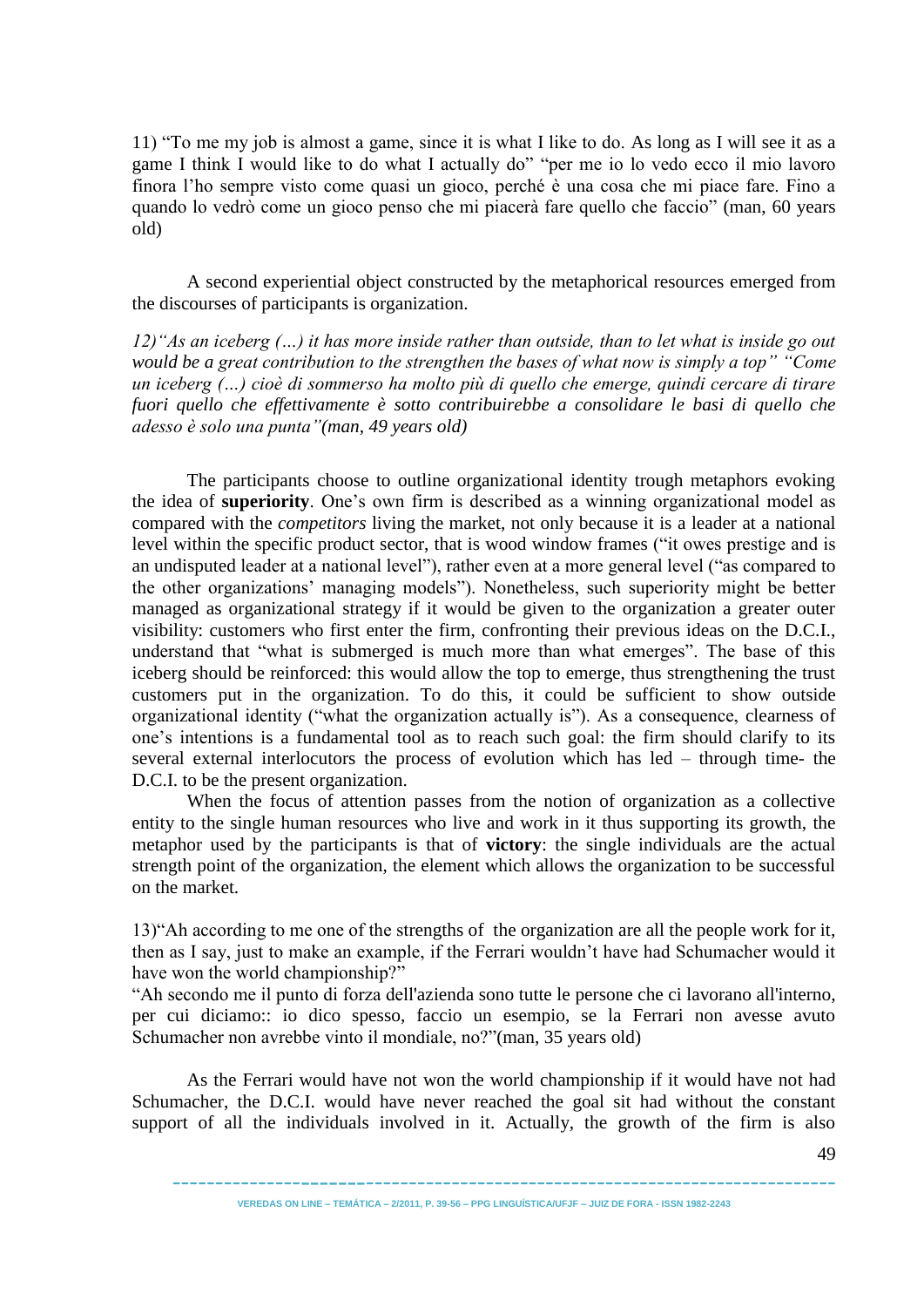11) "To me my job is almost a game, since it is what I like to do. As long as I will see it as a game I think I would like to do what I actually do" "per me io lo vedo ecco il mio lavoro finora l'ho sempre visto come quasi un gioco, perché è una cosa che mi piace fare. Fino a quando lo vedrò come un gioco penso che mi piacerà fare quello che faccio" (man, 60 years old)

A second experiential object constructed by the metaphorical resources emerged from the discourses of participants is organization.

*12)"As an iceberg (…) it has more inside rather than outside, than to let what is inside go out would be a great contribution to the strengthen the bases of what now is simply a top" "Come un iceberg (…) cioè di sommerso ha molto più di quello che emerge, quindi cercare di tirare fuori quello che effettivamente è sotto contribuirebbe a consolidare le basi di quello che adesso è solo una punta"(man, 49 years old)*

The participants choose to outline organizational identity trough metaphors evoking the idea of **superiority**. One's own firm is described as a winning organizational model as compared with the *competitors* living the market, not only because it is a leader at a national level within the specific product sector, that is wood window frames ("it owes prestige and is an undisputed leader at a national level"), rather even at a more general level ("as compared to the other organizations' managing models"). Nonetheless, such superiority might be better managed as organizational strategy if it would be given to the organization a greater outer visibility: customers who first enter the firm, confronting their previous ideas on the D.C.I., understand that "what is submerged is much more than what emerges". The base of this iceberg should be reinforced: this would allow the top to emerge, thus strengthening the trust customers put in the organization. To do this, it could be sufficient to show outside organizational identity ("what the organization actually is"). As a consequence, clearness of one's intentions is a fundamental tool as to reach such goal: the firm should clarify to its several external interlocutors the process of evolution which has led – through time- the D.C.I. to be the present organization.

When the focus of attention passes from the notion of organization as a collective entity to the single human resources who live and work in it thus supporting its growth, the metaphor used by the participants is that of **victory**: the single individuals are the actual strength point of the organization, the element which allows the organization to be successful on the market.

13)"Ah according to me one of the strengths of the organization are all the people work for it, then as I say, just to make an example, if the Ferrari wouldn't have had Schumacher would it have won the world championship?"
"Ah secondo me il punto di forza dell'azienda sono tutte le persone che ci lavorano all'interno, per cui diciamo:: io dico spesso, faccio un esempio, se la Ferrari non avesse avuto Schumacher non avrebbe vinto il mondiale, no?"(man, 35 years old)

As the Ferrari would have not won the world championship if it would have not had Schumacher, the D.C.I. would have never reached the goal sit had without the constant support of all the individuals involved in it. Actually, the growth of the firm is also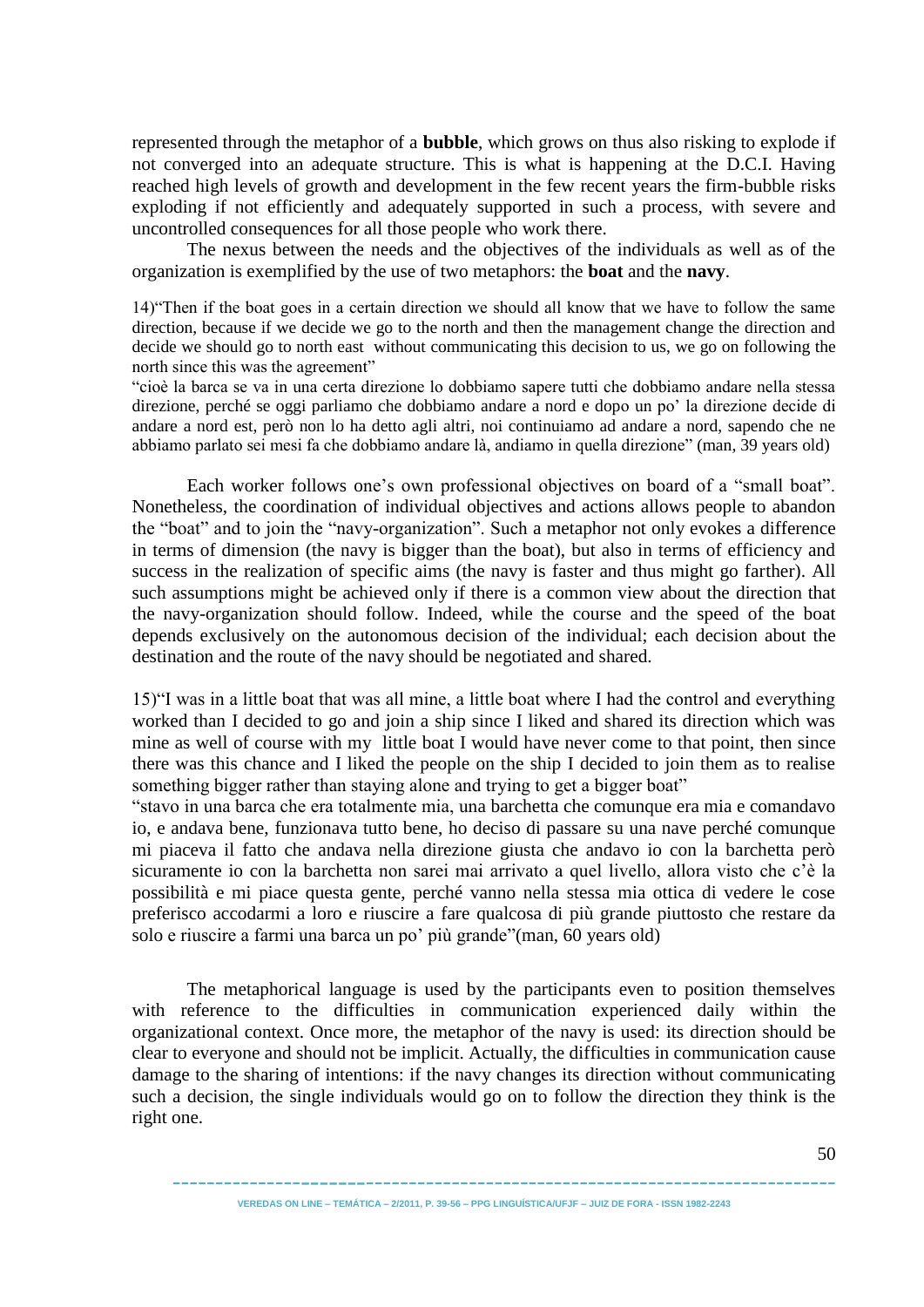represented through the metaphor of a **bubble**, which grows on thus also risking to explode if not converged into an adequate structure. This is what is happening at the D.C.I. Having reached high levels of growth and development in the few recent years the firm-bubble risks exploding if not efficiently and adequately supported in such a process, with severe and uncontrolled consequences for all those people who work there.

The nexus between the needs and the objectives of the individuals as well as of the organization is exemplified by the use of two metaphors: the **boat** and the **navy**.

14)"Then if the boat goes in a certain direction we should all know that we have to follow the same direction, because if we decide we go to the north and then the management change the direction and decide we should go to north east without communicating this decision to us, we go on following the north since this was the agreement"
"cioè la barca se va in una certa direzione lo dobbiamo sapere tutti che dobbiamo andare nella stessa direzione, perché se oggi parliamo che dobbiamo andare a nord e dopo un po' la direzione decide di andare a nord est, però non lo ha detto agli altri, noi continuiamo ad andare a nord, sapendo che ne abbiamo parlato sei mesi fa che dobbiamo andare là, andiamo in quella direzione" (man, 39 years old)

Each worker follows one's own professional objectives on board of a "small boat". Nonetheless, the coordination of individual objectives and actions allows people to abandon the "boat" and to join the "navy-organization". Such a metaphor not only evokes a difference in terms of dimension (the navy is bigger than the boat), but also in terms of efficiency and success in the realization of specific aims (the navy is faster and thus might go farther). All such assumptions might be achieved only if there is a common view about the direction that the navy-organization should follow. Indeed, while the course and the speed of the boat depends exclusively on the autonomous decision of the individual; each decision about the destination and the route of the navy should be negotiated and shared.

15)"I was in a little boat that was all mine, a little boat where I had the control and everything worked than I decided to go and join a ship since I liked and shared its direction which was mine as well of course with my little boat I would have never come to that point, then since there was this chance and I liked the people on the ship I decided to join them as to realise something bigger rather than staying alone and trying to get a bigger boat"
"stavo in una barca che era totalmente mia, una barchetta che comunque era mia e comandavo io, e andava bene, funzionava tutto bene, ho deciso di passare su una nave perché comunque mi piaceva il fatto che andava nella direzione giusta che andavo io con la barchetta però sicuramente io con la barchetta non sarei mai arrivato a quel livello, allora visto che c'è la possibilità e mi piace questa gente, perché vanno nella stessa mia ottica di vedere le cose preferisco accodarmi a loro e riuscire a fare qualcosa di più grande piuttosto che restare da solo e riuscire a farmi una barca un po' più grande"(man, 60 years old)

The metaphorical language is used by the participants even to position themselves with reference to the difficulties in communication experienced daily within the organizational context. Once more, the metaphor of the navy is used: its direction should be clear to everyone and should not be implicit. Actually, the difficulties in communication cause damage to the sharing of intentions: if the navy changes its direction without communicating such a decision, the single individuals would go on to follow the direction they think is the right one.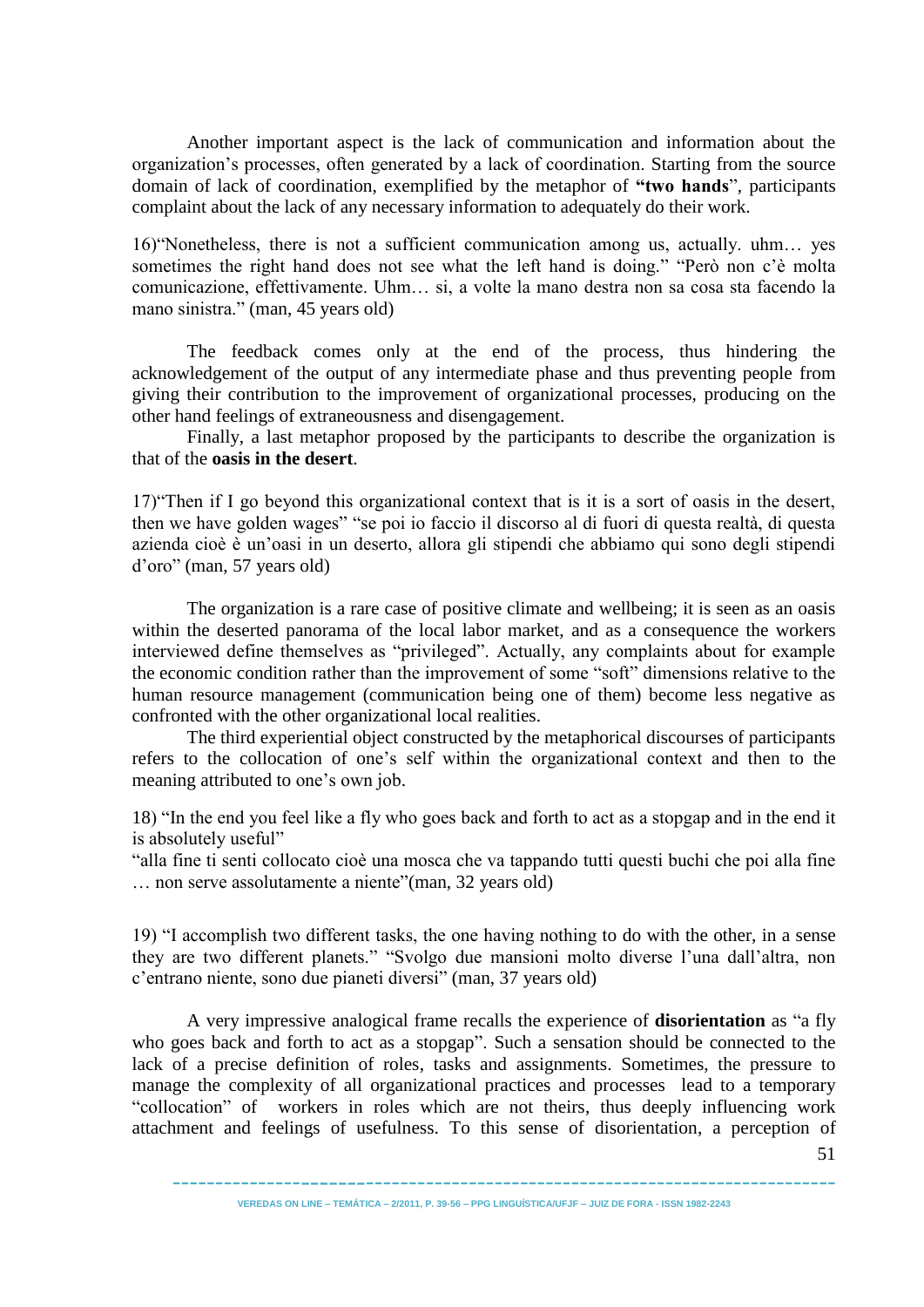Another important aspect is the lack of communication and information about the organization's processes, often generated by a lack of coordination. Starting from the source domain of lack of coordination, exemplified by the metaphor of **"two hands**", participants complaint about the lack of any necessary information to adequately do their work.

16)"Nonetheless, there is not a sufficient communication among us, actually. uhm… yes sometimes the right hand does not see what the left hand is doing." "Però non c'è molta comunicazione, effettivamente. Uhm… si, a volte la mano destra non sa cosa sta facendo la mano sinistra." (man, 45 years old)

The feedback comes only at the end of the process, thus hindering the acknowledgement of the output of any intermediate phase and thus preventing people from giving their contribution to the improvement of organizational processes, producing on the other hand feelings of extraneousness and disengagement.

Finally, a last metaphor proposed by the participants to describe the organization is that of the **oasis in the desert**.

17)"Then if I go beyond this organizational context that is it is a sort of oasis in the desert, then we have golden wages" "se poi io faccio il discorso al di fuori di questa realtà, di questa azienda cioè è un'oasi in un deserto, allora gli stipendi che abbiamo qui sono degli stipendi d'oro" (man, 57 years old)

The organization is a rare case of positive climate and wellbeing; it is seen as an oasis within the deserted panorama of the local labor market, and as a consequence the workers interviewed define themselves as "privileged". Actually, any complaints about for example the economic condition rather than the improvement of some "soft" dimensions relative to the human resource management (communication being one of them) become less negative as confronted with the other organizational local realities.

The third experiential object constructed by the metaphorical discourses of participants refers to the collocation of one's self within the organizational context and then to the meaning attributed to one's own job.

18) "In the end you feel like a fly who goes back and forth to act as a stopgap and in the end it is absolutely useful"
"alla fine ti senti collocato cioè una mosca che va tappando tutti questi buchi che poi alla fine … non serve assolutamente a niente"(man, 32 years old)

19) "I accomplish two different tasks, the one having nothing to do with the other, in a sense they are two different planets." "Svolgo due mansioni molto diverse l'una dall'altra, non c'entrano niente, sono due pianeti diversi" (man, 37 years old)

A very impressive analogical frame recalls the experience of **disorientation** as "a fly who goes back and forth to act as a stopgap". Such a sensation should be connected to the lack of a precise definition of roles, tasks and assignments. Sometimes, the pressure to manage the complexity of all organizational practices and processes lead to a temporary "collocation" of workers in roles which are not theirs, thus deeply influencing work attachment and feelings of usefulness. To this sense of disorientation, a perception of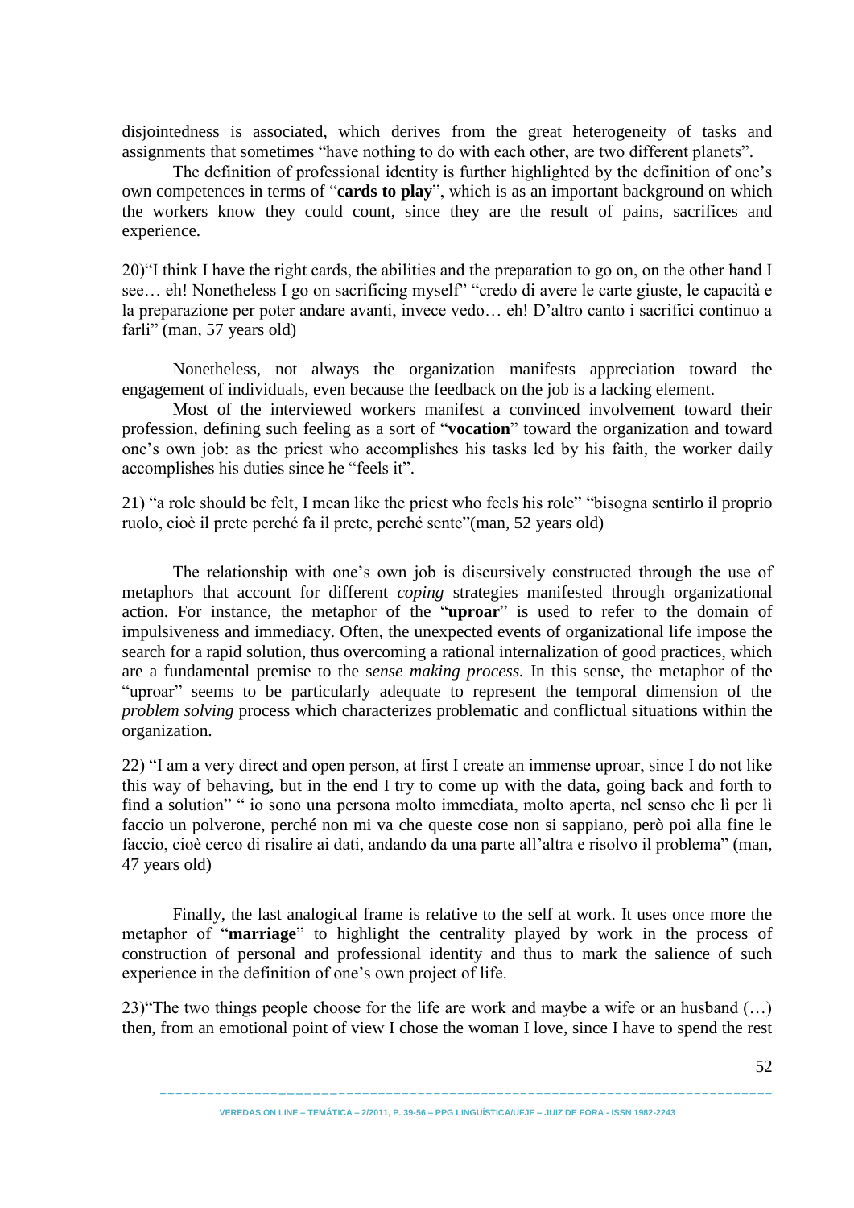disjointedness is associated, which derives from the great heterogeneity of tasks and assignments that sometimes "have nothing to do with each other, are two different planets".

The definition of professional identity is further highlighted by the definition of one's own competences in terms of "**cards to play**", which is as an important background on which the workers know they could count, since they are the result of pains, sacrifices and experience.

20)"I think I have the right cards, the abilities and the preparation to go on, on the other hand I see… eh! Nonetheless I go on sacrificing myself" "credo di avere le carte giuste, le capacità e la preparazione per poter andare avanti, invece vedo… eh! D'altro canto i sacrifici continuo a farli" (man, 57 years old)

Nonetheless, not always the organization manifests appreciation toward the engagement of individuals, even because the feedback on the job is a lacking element.

Most of the interviewed workers manifest a convinced involvement toward their profession, defining such feeling as a sort of "**vocation**" toward the organization and toward one's own job: as the priest who accomplishes his tasks led by his faith, the worker daily accomplishes his duties since he "feels it".

21) "a role should be felt, I mean like the priest who feels his role" "bisogna sentirlo il proprio ruolo, cioè il prete perché fa il prete, perché sente"(man, 52 years old)

The relationship with one's own job is discursively constructed through the use of metaphors that account for different *coping* strategies manifested through organizational action. For instance, the metaphor of the "**uproar**" is used to refer to the domain of impulsiveness and immediacy. Often, the unexpected events of organizational life impose the search for a rapid solution, thus overcoming a rational internalization of good practices, which are a fundamental premise to the s*ense making process.* In this sense, the metaphor of the "uproar" seems to be particularly adequate to represent the temporal dimension of the *problem solving* process which characterizes problematic and conflictual situations within the organization.

22) "I am a very direct and open person, at first I create an immense uproar, since I do not like this way of behaving, but in the end I try to come up with the data, going back and forth to find a solution" " io sono una persona molto immediata, molto aperta, nel senso che lì per lì faccio un polverone, perché non mi va che queste cose non si sappiano, però poi alla fine le faccio, cioè cerco di risalire ai dati, andando da una parte all'altra e risolvo il problema" (man, 47 years old)

Finally, the last analogical frame is relative to the self at work. It uses once more the metaphor of "**marriage**" to highlight the centrality played by work in the process of construction of personal and professional identity and thus to mark the salience of such experience in the definition of one's own project of life.

23)"The two things people choose for the life are work and maybe a wife or an husband (…) then, from an emotional point of view I chose the woman I love, since I have to spend the rest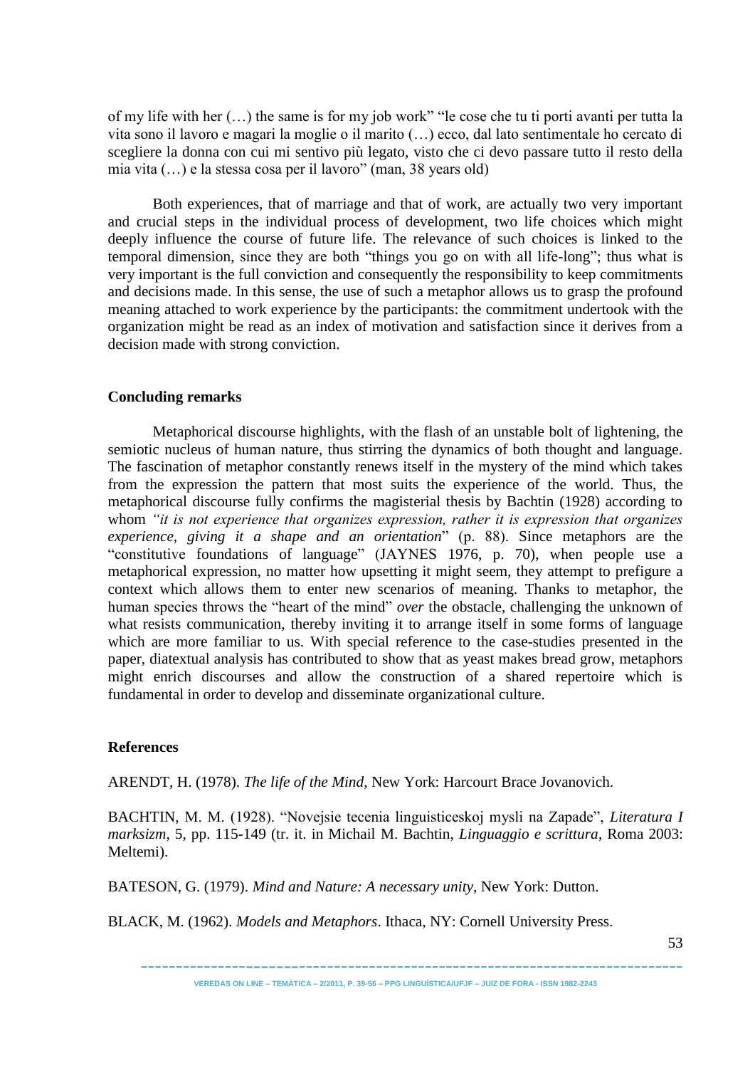of my life with her (…) the same is for my job work" "le cose che tu ti porti avanti per tutta la vita sono il lavoro e magari la moglie o il marito (…) ecco, dal lato sentimentale ho cercato di scegliere la donna con cui mi sentivo più legato, visto che ci devo passare tutto il resto della mia vita (…) e la stessa cosa per il lavoro" (man, 38 years old)

Both experiences, that of marriage and that of work, are actually two very important and crucial steps in the individual process of development, two life choices which might deeply influence the course of future life. The relevance of such choices is linked to the temporal dimension, since they are both "things you go on with all life-long"; thus what is very important is the full conviction and consequently the responsibility to keep commitments and decisions made. In this sense, the use of such a metaphor allows us to grasp the profound meaning attached to work experience by the participants: the commitment undertook with the organization might be read as an index of motivation and satisfaction since it derives from a decision made with strong conviction.

## Concluding remarks

Metaphorical discourse highlights, with the flash of an unstable bolt of lightening, the semiotic nucleus of human nature, thus stirring the dynamics of both thought and language. The fascination of metaphor constantly renews itself in the mystery of the mind which takes from the expression the pattern that most suits the experience of the world. Thus, the metaphorical discourse fully confirms the magisterial thesis by Bachtin (1928) according to whom *"it is not experience that organizes expression, rather it is expression that organizes experience, giving it a shape and an orientation*" (p. 88). Since metaphors are the "constitutive foundations of language" (JAYNES 1976, p. 70), when people use a metaphorical expression, no matter how upsetting it might seem, they attempt to prefigure a context which allows them to enter new scenarios of meaning. Thanks to metaphor, the human species throws the "heart of the mind" *over* the obstacle, challenging the unknown of what resists communication, thereby inviting it to arrange itself in some forms of language which are more familiar to us. With special reference to the case-studies presented in the paper, diatextual analysis has contributed to show that as yeast makes bread grow, metaphors might enrich discourses and allow the construction of a shared repertoire which is fundamental in order to develop and disseminate organizational culture.

## References

ARENDT, H. (1978). *The life of the Mind*, New York: Harcourt Brace Jovanovich.

BACHTIN, M. M. (1928). "Novejsie tecenia linguisticeskoj mysli na Zapade", *Literatura I marksizm*, 5, pp. 115-149 (tr. it. in Michail M. Bachtin, *Linguaggio e scrittura*, Roma 2003: Meltemi).

BATESON, G. (1979). *Mind and Nature: A necessary unity*, New York: Dutton.

BLACK, M. (1962). *Models and Metaphors*. Ithaca, NY: Cornell University Press.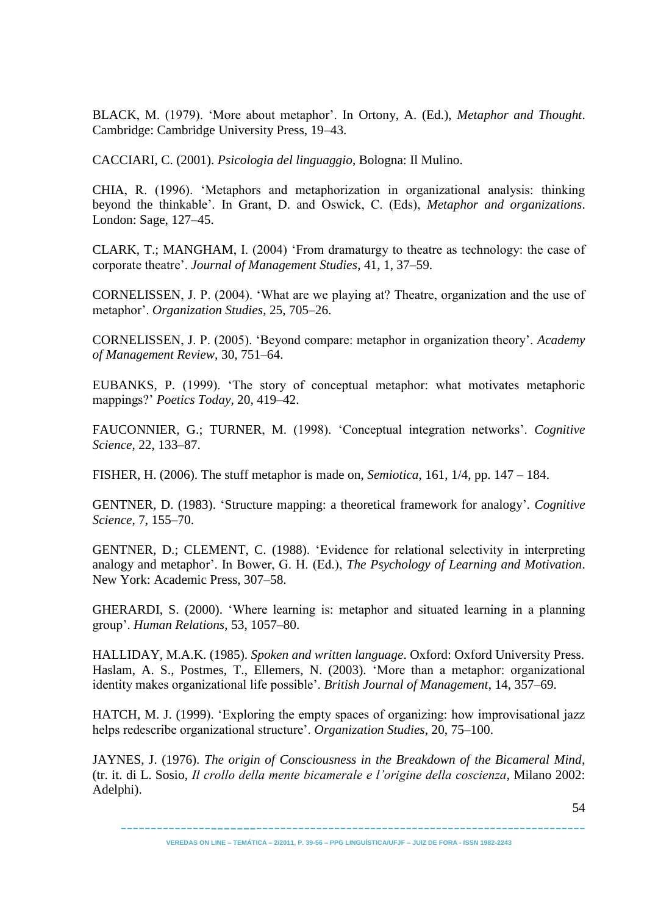BLACK, M. (1979). 'More about metaphor'. In Ortony, A. (Ed.), *Metaphor and Thought*. Cambridge: Cambridge University Press, 19–43.

CACCIARI, C. (2001). *Psicologia del linguaggio*, Bologna: Il Mulino.

CHIA, R. (1996). 'Metaphors and metaphorization in organizational analysis: thinking beyond the thinkable'. In Grant, D. and Oswick, C. (Eds), *Metaphor and organizations*. London: Sage, 127–45.

CLARK, T.; MANGHAM, I. (2004) 'From dramaturgy to theatre as technology: the case of corporate theatre'. *Journal of Management Studies*, 41, 1, 37–59.

CORNELISSEN, J. P. (2004). 'What are we playing at? Theatre, organization and the use of metaphor'. *Organization Studies*, 25, 705–26.

CORNELISSEN, J. P. (2005). 'Beyond compare: metaphor in organization theory'. *Academy of Management Review*, 30, 751–64.

EUBANKS, P. (1999). 'The story of conceptual metaphor: what motivates metaphoric mappings?' *Poetics Today*, 20, 419–42.

FAUCONNIER, G.; TURNER, M. (1998). 'Conceptual integration networks'. *Cognitive Science*, 22, 133–87.

FISHER, H. (2006). The stuff metaphor is made on, *Semiotica*, 161, 1/4, pp. 147 – 184.

GENTNER, D. (1983). 'Structure mapping: a theoretical framework for analogy'. *Cognitive Science*, 7, 155–70.

GENTNER, D.; CLEMENT, C. (1988). 'Evidence for relational selectivity in interpreting analogy and metaphor'. In Bower, G. H. (Ed.), *The Psychology of Learning and Motivation*. New York: Academic Press, 307–58.

GHERARDI, S. (2000). 'Where learning is: metaphor and situated learning in a planning group'. *Human Relations*, 53, 1057–80.

HALLIDAY, M.A.K. (1985). *Spoken and written language*. Oxford: Oxford University Press. Haslam, A. S., Postmes, T., Ellemers, N. (2003). 'More than a metaphor: organizational identity makes organizational life possible'. *British Journal of Management*, 14, 357–69.

HATCH, M. J. (1999). 'Exploring the empty spaces of organizing: how improvisational jazz helps redescribe organizational structure'. *Organization Studies*, 20, 75–100.

JAYNES, J. (1976). *The origin of Consciousness in the Breakdown of the Bicameral Mind*, (tr. it. di L. Sosio, *Il crollo della mente bicamerale e l'origine della coscienza*, Milano 2002: Adelphi).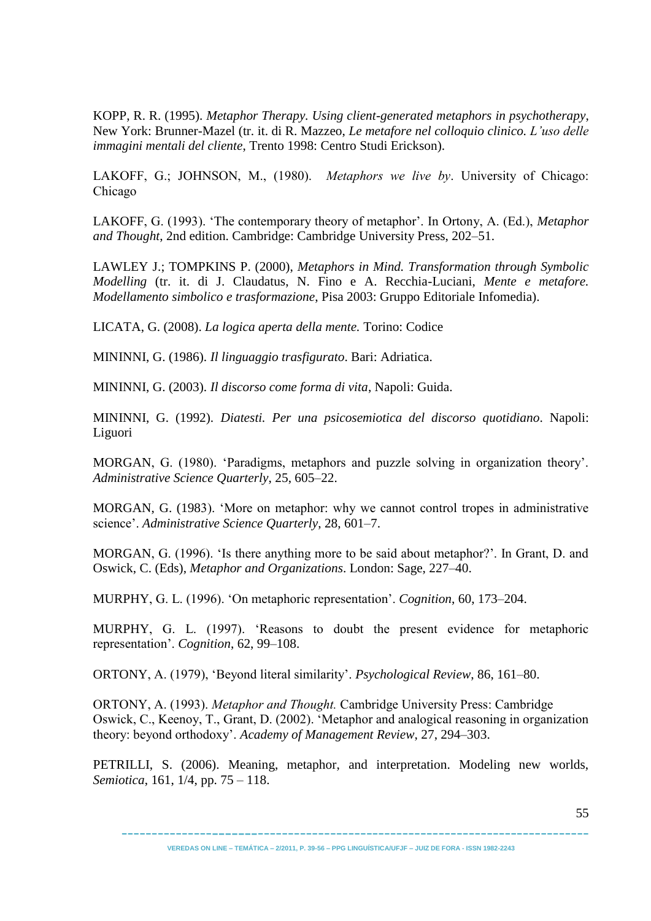KOPP, R. R. (1995). *Metaphor Therapy. Using client-generated metaphors in psychotherapy*, New York: Brunner-Mazel (tr. it. di R. Mazzeo, *Le metafore nel colloquio clinico. L'uso delle immagini mentali del cliente*, Trento 1998: Centro Studi Erickson).

LAKOFF, G.; JOHNSON, M., (1980). *Metaphors we live by*. University of Chicago: Chicago

LAKOFF, G. (1993). 'The contemporary theory of metaphor'. In Ortony, A. (Ed.), *Metaphor and Thought*, 2nd edition. Cambridge: Cambridge University Press, 202–51.

LAWLEY J.; TOMPKINS P. (2000), *Metaphors in Mind. Transformation through Symbolic Modelling* (tr. it. di J. Claudatus, N. Fino e A. Recchia-Luciani, *Mente e metafore. Modellamento simbolico e trasformazione*, Pisa 2003: Gruppo Editoriale Infomedia).

LICATA, G. (2008). *La logica aperta della mente.* Torino: Codice

MININNI, G. (1986). *Il linguaggio trasfigurato*. Bari: Adriatica.

MININNI, G. (2003). *Il discorso come forma di vita*, Napoli: Guida.

MININNI, G. (1992). *Diatesti. Per una psicosemiotica del discorso quotidiano*. Napoli: Liguori

MORGAN, G. (1980). 'Paradigms, metaphors and puzzle solving in organization theory'. *Administrative Science Quarterly*, 25, 605–22.

MORGAN, G. (1983). 'More on metaphor: why we cannot control tropes in administrative science'. *Administrative Science Quarterly*, 28, 601–7.

MORGAN, G. (1996). 'Is there anything more to be said about metaphor?'. In Grant, D. and Oswick, C. (Eds), *Metaphor and Organizations*. London: Sage, 227–40.

MURPHY, G. L. (1996). 'On metaphoric representation'. *Cognition*, 60, 173–204.

MURPHY, G. L. (1997). 'Reasons to doubt the present evidence for metaphoric representation'. *Cognition*, 62, 99–108.

ORTONY, A. (1979), 'Beyond literal similarity'. *Psychological Review*, 86, 161–80.

ORTONY, A. (1993). *Metaphor and Thought.* Cambridge University Press: Cambridge
Oswick, C., Keenoy, T., Grant, D. (2002). 'Metaphor and analogical reasoning in organization theory: beyond orthodoxy'. *Academy of Management Review*, 27, 294–303.

PETRILLI, S. (2006). Meaning, metaphor, and interpretation. Modeling new worlds, *Semiotica*, 161, 1/4, pp. 75 – 118.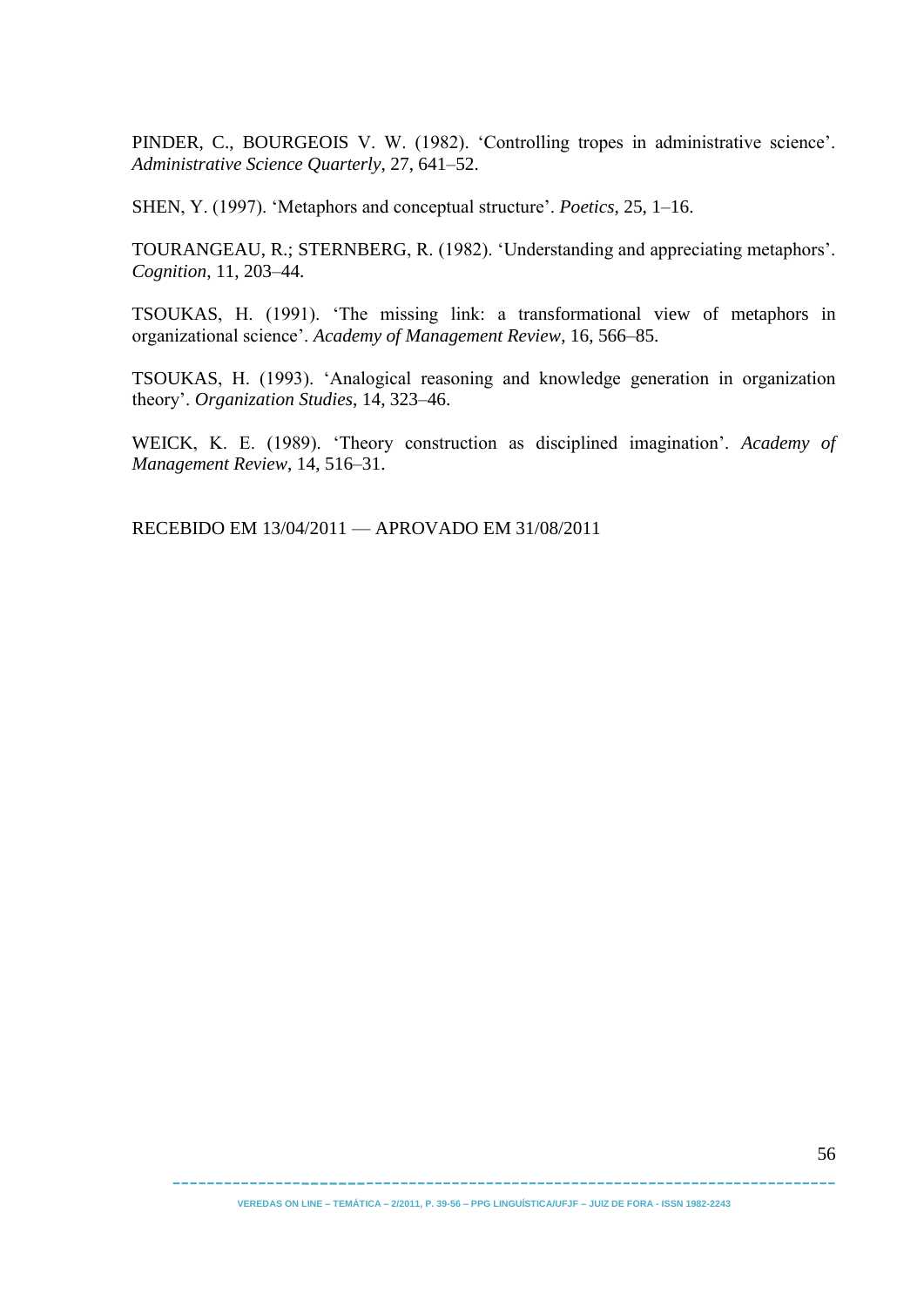PINDER, C., BOURGEOIS V. W. (1982). 'Controlling tropes in administrative science'. *Administrative Science Quarterly*, 27, 641–52.

SHEN, Y. (1997). 'Metaphors and conceptual structure'. *Poetics*, 25, 1–16.

TOURANGEAU, R.; STERNBERG, R. (1982). 'Understanding and appreciating metaphors'. *Cognition*, 11, 203–44.

TSOUKAS, H. (1991). 'The missing link: a transformational view of metaphors in organizational science'. *Academy of Management Review*, 16, 566–85.

TSOUKAS, H. (1993). 'Analogical reasoning and knowledge generation in organization theory'. *Organization Studies*, 14, 323–46.

WEICK, K. E. (1989). 'Theory construction as disciplined imagination'. *Academy of Management Review*, 14, 516–31.

RECEBIDO EM 13/04/2011 — APROVADO EM 31/08/2011